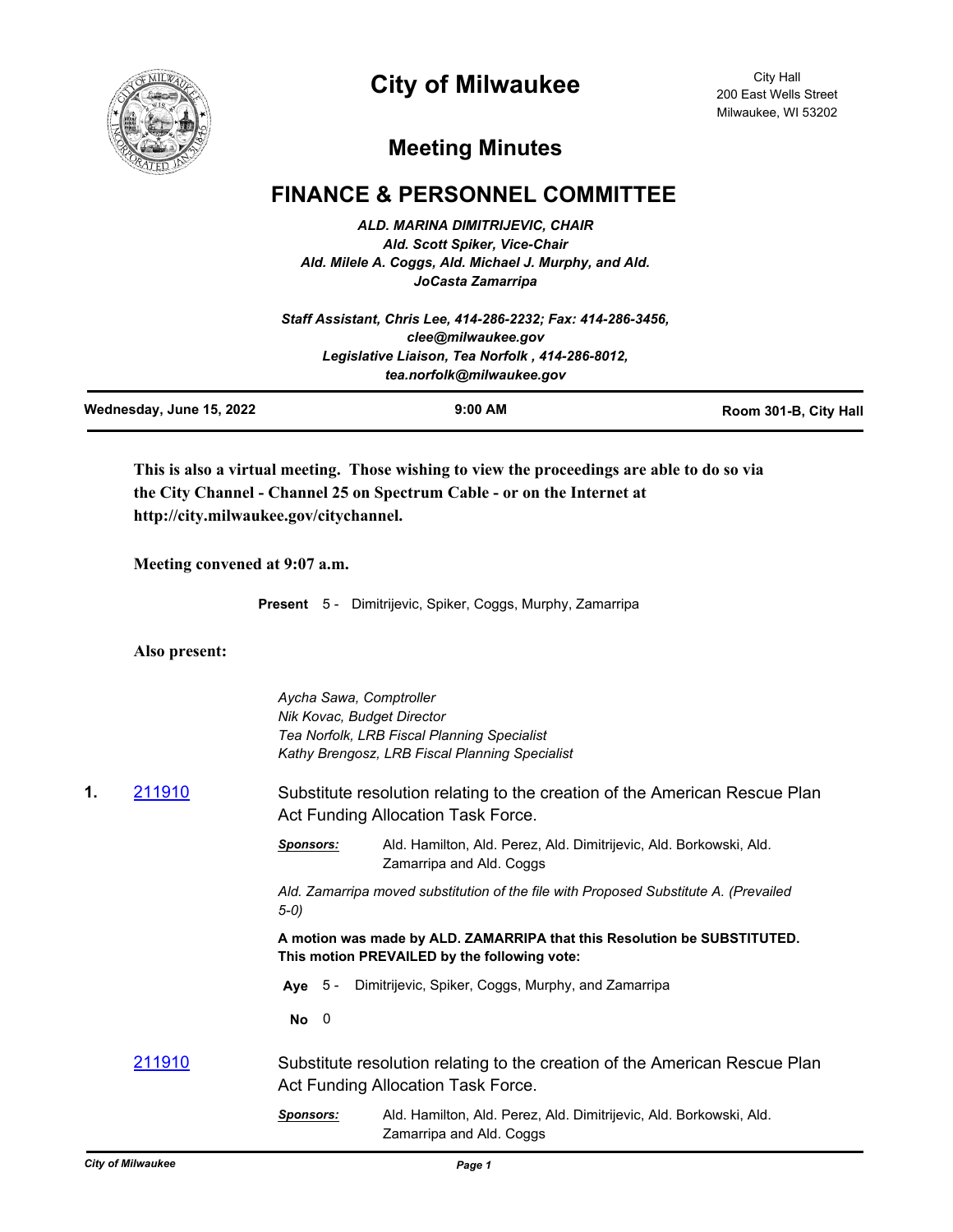# City of Milwaukee

City Hall
200 East Wells Street
Milwaukee, WI 53202

## Meeting Minutes

## FINANCE & PERSONNEL COMMITTEE

*ALD. MARINA DIMITRIJEVIC, CHAIR*
*Ald. Scott Spiker, Vice-Chair*
*Ald. Milele A. Coggs, Ald. Michael J. Murphy, and Ald. JoCasta Zamarripa*

*Staff Assistant, Chris Lee, 414-286-2232; Fax: 414-286-3456, clee@milwaukee.gov*
*Legislative Liaison, Tea Norfolk , 414-286-8012, tea.norfolk@milwaukee.gov*

| Wednesday, June 15, 2022 | 9:00 AM | Room 301-B, City Hall |
|---|---|---|

**This is also a virtual meeting. Those wishing to view the proceedings are able to do so via the City Channel - Channel 25 on Spectrum Cable - or on the Internet at http://city.milwaukee.gov/citychannel.**

**Meeting convened at 9:07 a.m.**

**Present** 5 - Dimitrijevic, Spiker, Coggs, Murphy, Zamarripa

**Also present:**

*Aycha Sawa, Comptroller*
*Nik Kovac, Budget Director*
*Tea Norfolk, LRB Fiscal Planning Specialist*
*Kathy Brengosz, LRB Fiscal Planning Specialist*

**1.** 211910 Substitute resolution relating to the creation of the American Rescue Plan Act Funding Allocation Task Force.

***Sponsors:*** Ald. Hamilton, Ald. Perez, Ald. Dimitrijevic, Ald. Borkowski, Ald. Zamarripa and Ald. Coggs

*Ald. Zamarripa moved substitution of the file with Proposed Substitute A. (Prevailed 5-0)*

**A motion was made by ALD. ZAMARRIPA that this Resolution be SUBSTITUTED. This motion PREVAILED by the following vote:**

**Aye** 5 - Dimitrijevic, Spiker, Coggs, Murphy, and Zamarripa

**No** 0

211910 Substitute resolution relating to the creation of the American Rescue Plan Act Funding Allocation Task Force.

***Sponsors:*** Ald. Hamilton, Ald. Perez, Ald. Dimitrijevic, Ald. Borkowski, Ald. Zamarripa and Ald. Coggs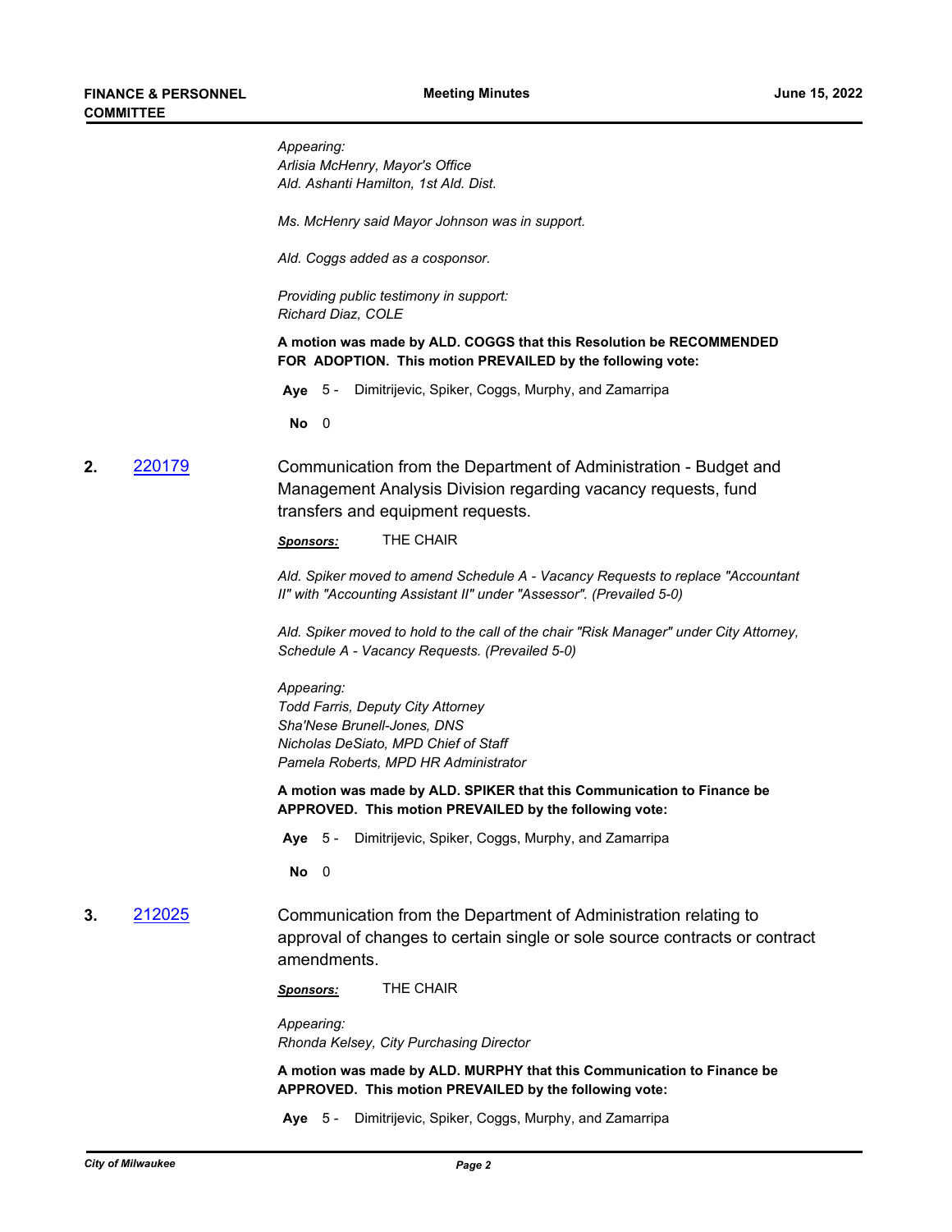*Appearing:*
*Arlisia McHenry, Mayor's Office*
*Ald. Ashanti Hamilton, 1st Ald. Dist.*

*Ms. McHenry said Mayor Johnson was in support.*

*Ald. Coggs added as a cosponsor.*

*Providing public testimony in support:*
*Richard Diaz, COLE*

**A motion was made by ALD. COGGS that this Resolution be RECOMMENDED FOR ADOPTION. This motion PREVAILED by the following vote:**

**Aye** 5 - Dimitrijevic, Spiker, Coggs, Murphy, and Zamarripa

**No** 0

**2.** 220179 Communication from the Department of Administration - Budget and Management Analysis Division regarding vacancy requests, fund transfers and equipment requests.

***Sponsors:*** THE CHAIR

*Ald. Spiker moved to amend Schedule A - Vacancy Requests to replace "Accountant II" with "Accounting Assistant II" under "Assessor". (Prevailed 5-0)*

*Ald. Spiker moved to hold to the call of the chair "Risk Manager" under City Attorney, Schedule A - Vacancy Requests. (Prevailed 5-0)*

*Appearing:*
*Todd Farris, Deputy City Attorney*
*Sha'Nese Brunell-Jones, DNS*
*Nicholas DeSiato, MPD Chief of Staff*
*Pamela Roberts, MPD HR Administrator*

**A motion was made by ALD. SPIKER that this Communication to Finance be APPROVED. This motion PREVAILED by the following vote:**

**Aye** 5 - Dimitrijevic, Spiker, Coggs, Murphy, and Zamarripa

**No** 0

**3.** 212025 Communication from the Department of Administration relating to approval of changes to certain single or sole source contracts or contract amendments.

***Sponsors:*** THE CHAIR

*Appearing:*
*Rhonda Kelsey, City Purchasing Director*

**A motion was made by ALD. MURPHY that this Communication to Finance be APPROVED. This motion PREVAILED by the following vote:**

**Aye** 5 - Dimitrijevic, Spiker, Coggs, Murphy, and Zamarripa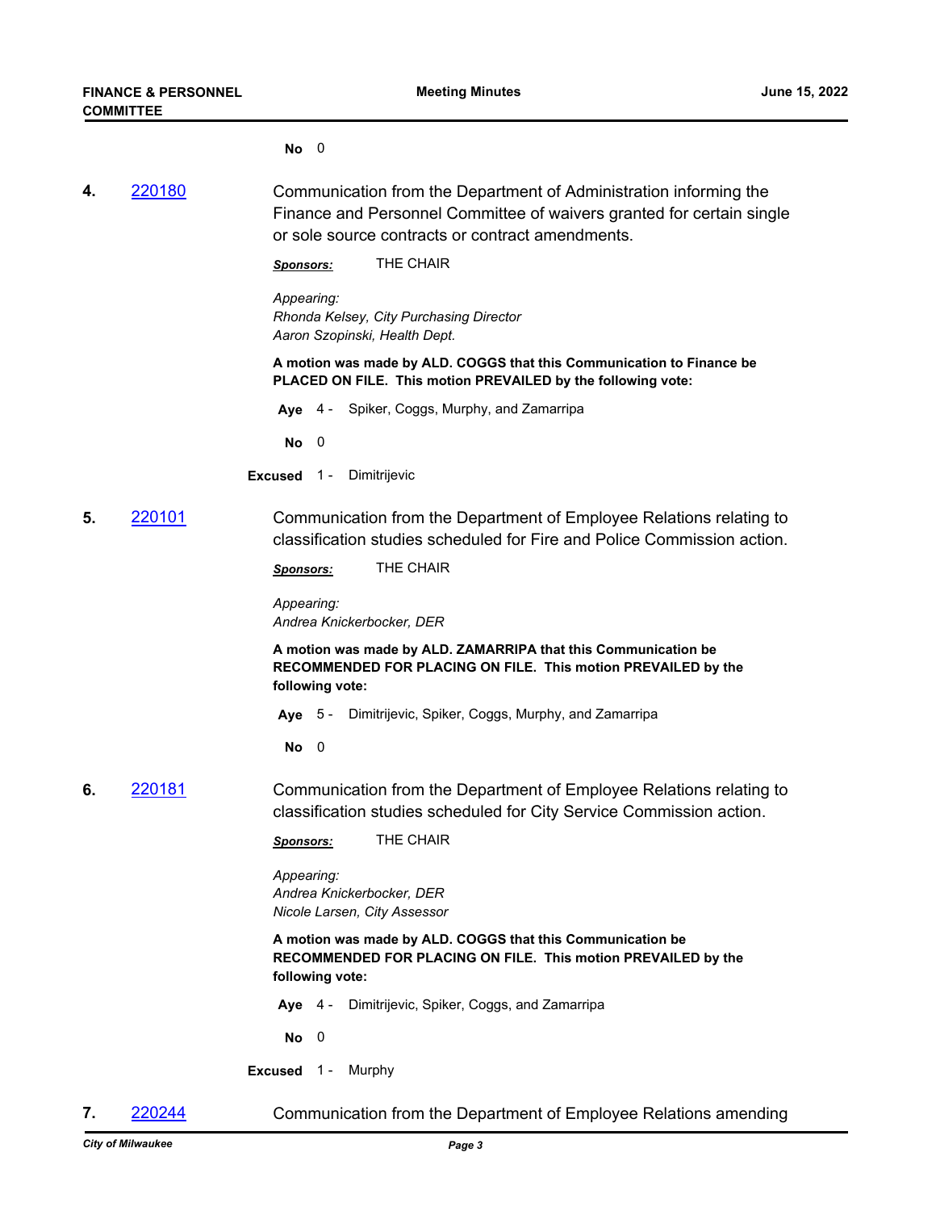**No** 0

**4.** [220180](220180)

Communication from the Department of Administration informing the Finance and Personnel Committee of waivers granted for certain single or sole source contracts or contract amendments.

***Sponsors:*** THE CHAIR

*Appearing:*
*Rhonda Kelsey, City Purchasing Director*
*Aaron Szopinski, Health Dept.*

**A motion was made by ALD. COGGS that this Communication to Finance be PLACED ON FILE. This motion PREVAILED by the following vote:**

**Aye** 4 - Spiker, Coggs, Murphy, and Zamarripa

**No** 0

**Excused** 1 - Dimitrijevic

**5.** [220101](220101)

Communication from the Department of Employee Relations relating to classification studies scheduled for Fire and Police Commission action.

***Sponsors:*** THE CHAIR

*Appearing:*
*Andrea Knickerbocker, DER*

**A motion was made by ALD. ZAMARRIPA that this Communication be RECOMMENDED FOR PLACING ON FILE. This motion PREVAILED by the following vote:**

**Aye** 5 - Dimitrijevic, Spiker, Coggs, Murphy, and Zamarripa

**No** 0

**6.** [220181](220181)

Communication from the Department of Employee Relations relating to classification studies scheduled for City Service Commission action.

***Sponsors:*** THE CHAIR

*Appearing:*
*Andrea Knickerbocker, DER*
*Nicole Larsen, City Assessor*

**A motion was made by ALD. COGGS that this Communication be RECOMMENDED FOR PLACING ON FILE. This motion PREVAILED by the following vote:**

**Aye** 4 - Dimitrijevic, Spiker, Coggs, and Zamarripa

**No** 0

**Excused** 1 - Murphy

**7.** [220244](220244)

Communication from the Department of Employee Relations amending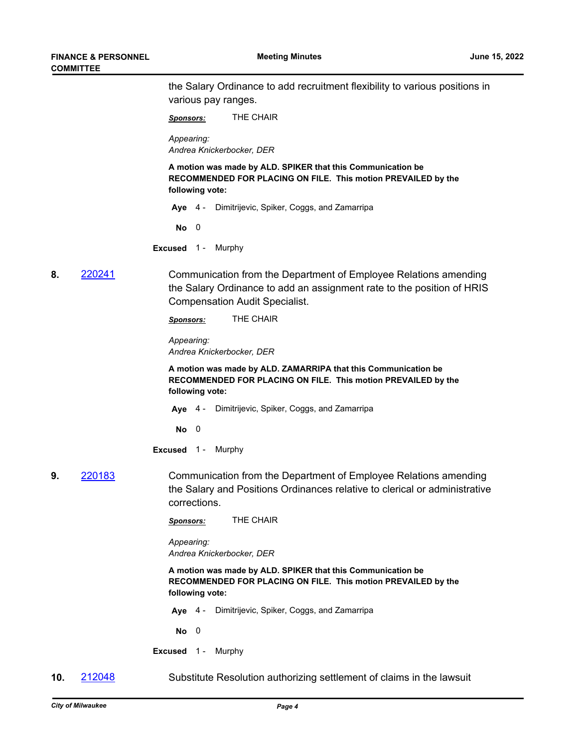the Salary Ordinance to add recruitment flexibility to various positions in various pay ranges.

***Sponsors:*** THE CHAIR

*Appearing:*
*Andrea Knickerbocker, DER*

**A motion was made by ALD. SPIKER that this Communication be RECOMMENDED FOR PLACING ON FILE. This motion PREVAILED by the following vote:**

**Aye** 4 - Dimitrijevic, Spiker, Coggs, and Zamarripa

**No** 0

**Excused** 1 - Murphy

**8.** [220241](220241) Communication from the Department of Employee Relations amending the Salary Ordinance to add an assignment rate to the position of HRIS Compensation Audit Specialist.

***Sponsors:*** THE CHAIR

*Appearing:*
*Andrea Knickerbocker, DER*

**A motion was made by ALD. ZAMARRIPA that this Communication be RECOMMENDED FOR PLACING ON FILE. This motion PREVAILED by the following vote:**

**Aye** 4 - Dimitrijevic, Spiker, Coggs, and Zamarripa

**No** 0

**Excused** 1 - Murphy

**9.** [220183](220183) Communication from the Department of Employee Relations amending the Salary and Positions Ordinances relative to clerical or administrative corrections.

***Sponsors:*** THE CHAIR

*Appearing:*
*Andrea Knickerbocker, DER*

**A motion was made by ALD. SPIKER that this Communication be RECOMMENDED FOR PLACING ON FILE. This motion PREVAILED by the following vote:**

**Aye** 4 - Dimitrijevic, Spiker, Coggs, and Zamarripa

**No** 0

**Excused** 1 - Murphy

**10.** [212048](212048) Substitute Resolution authorizing settlement of claims in the lawsuit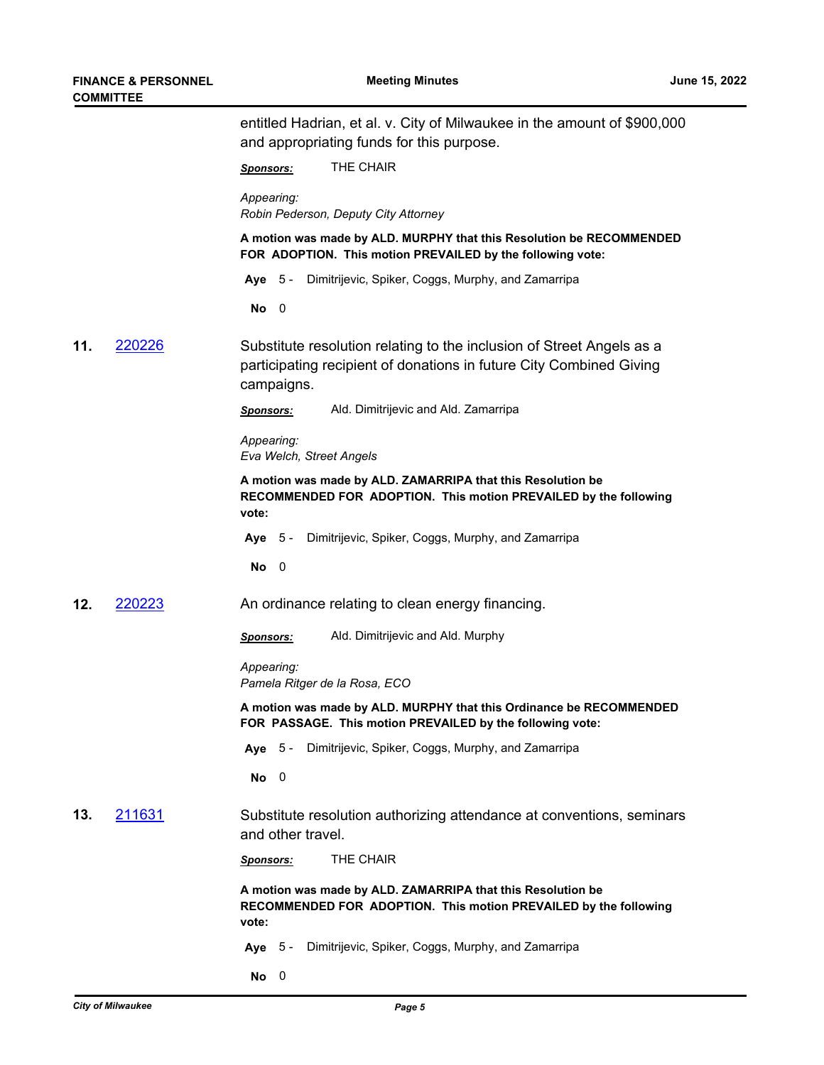entitled Hadrian, et al. v. City of Milwaukee in the amount of $900,000 and appropriating funds for this purpose.

***Sponsors:*** THE CHAIR

*Appearing:*
*Robin Pederson, Deputy City Attorney*

**A motion was made by ALD. MURPHY that this Resolution be RECOMMENDED FOR ADOPTION. This motion PREVAILED by the following vote:**

**Aye** 5 - Dimitrijevic, Spiker, Coggs, Murphy, and Zamarripa

**No** 0

**11.** 220226

Substitute resolution relating to the inclusion of Street Angels as a participating recipient of donations in future City Combined Giving campaigns.

***Sponsors:*** Ald. Dimitrijevic and Ald. Zamarripa

*Appearing:*
*Eva Welch, Street Angels*

**A motion was made by ALD. ZAMARRIPA that this Resolution be RECOMMENDED FOR ADOPTION. This motion PREVAILED by the following vote:**

**Aye** 5 - Dimitrijevic, Spiker, Coggs, Murphy, and Zamarripa

**No** 0

**12.** 220223

An ordinance relating to clean energy financing.

***Sponsors:*** Ald. Dimitrijevic and Ald. Murphy

*Appearing:*
*Pamela Ritger de la Rosa, ECO*

**A motion was made by ALD. MURPHY that this Ordinance be RECOMMENDED FOR PASSAGE. This motion PREVAILED by the following vote:**

**Aye** 5 - Dimitrijevic, Spiker, Coggs, Murphy, and Zamarripa

**No** 0

**13.** 211631

Substitute resolution authorizing attendance at conventions, seminars and other travel.

***Sponsors:*** THE CHAIR

**A motion was made by ALD. ZAMARRIPA that this Resolution be RECOMMENDED FOR ADOPTION. This motion PREVAILED by the following vote:**

**Aye** 5 - Dimitrijevic, Spiker, Coggs, Murphy, and Zamarripa

**No** 0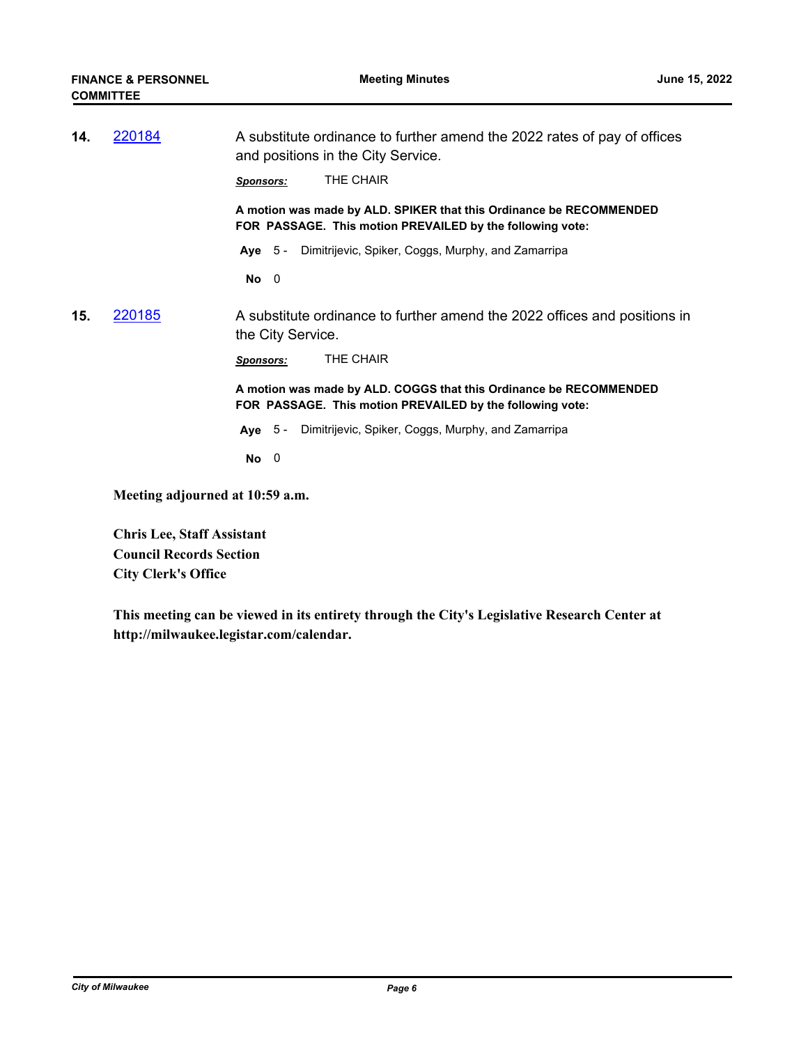**14.** [220184](220184) A substitute ordinance to further amend the 2022 rates of pay of offices and positions in the City Service.

***Sponsors:*** THE CHAIR

**A motion was made by ALD. SPIKER that this Ordinance be RECOMMENDED FOR PASSAGE. This motion PREVAILED by the following vote:**

**Aye** 5 - Dimitrijevic, Spiker, Coggs, Murphy, and Zamarripa

**No** 0

**15.** [220185](220185) A substitute ordinance to further amend the 2022 offices and positions in the City Service.

***Sponsors:*** THE CHAIR

**A motion was made by ALD. COGGS that this Ordinance be RECOMMENDED FOR PASSAGE. This motion PREVAILED by the following vote:**

**Aye** 5 - Dimitrijevic, Spiker, Coggs, Murphy, and Zamarripa

**No** 0

**Meeting adjourned at 10:59 a.m.**

**Chris Lee, Staff Assistant**
**Council Records Section**
**City Clerk's Office**

**This meeting can be viewed in its entirety through the City's Legislative Research Center at http://milwaukee.legistar.com/calendar.**